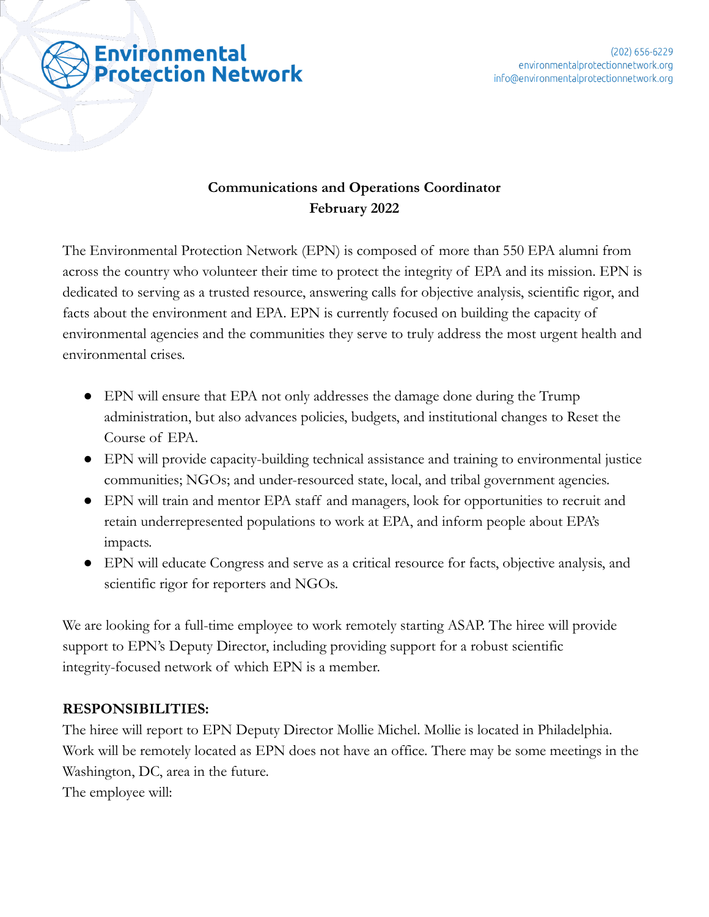Environmental Protection Network

(202) 656-6229
environmentalprotectionnetwork.org
info@environmentalprotectionnetwork.org

**Communications and Operations Coordinator**
**February 2022**

The Environmental Protection Network (EPN) is composed of more than 550 EPA alumni from across the country who volunteer their time to protect the integrity of EPA and its mission. EPN is dedicated to serving as a trusted resource, answering calls for objective analysis, scientific rigor, and facts about the environment and EPA. EPN is currently focused on building the capacity of environmental agencies and the communities they serve to truly address the most urgent health and environmental crises.

- EPN will ensure that EPA not only addresses the damage done during the Trump administration, but also advances policies, budgets, and institutional changes to Reset the Course of EPA.
- EPN will provide capacity-building technical assistance and training to environmental justice communities; NGOs; and under-resourced state, local, and tribal government agencies.
- EPN will train and mentor EPA staff and managers, look for opportunities to recruit and retain underrepresented populations to work at EPA, and inform people about EPA's impacts.
- EPN will educate Congress and serve as a critical resource for facts, objective analysis, and scientific rigor for reporters and NGOs.

We are looking for a full-time employee to work remotely starting ASAP. The hiree will provide support to EPN's Deputy Director, including providing support for a robust scientific integrity-focused network of which EPN is a member.

**RESPONSIBILITIES:**

The hiree will report to EPN Deputy Director Mollie Michel. Mollie is located in Philadelphia. Work will be remotely located as EPN does not have an office. There may be some meetings in the Washington, DC, area in the future.

The employee will: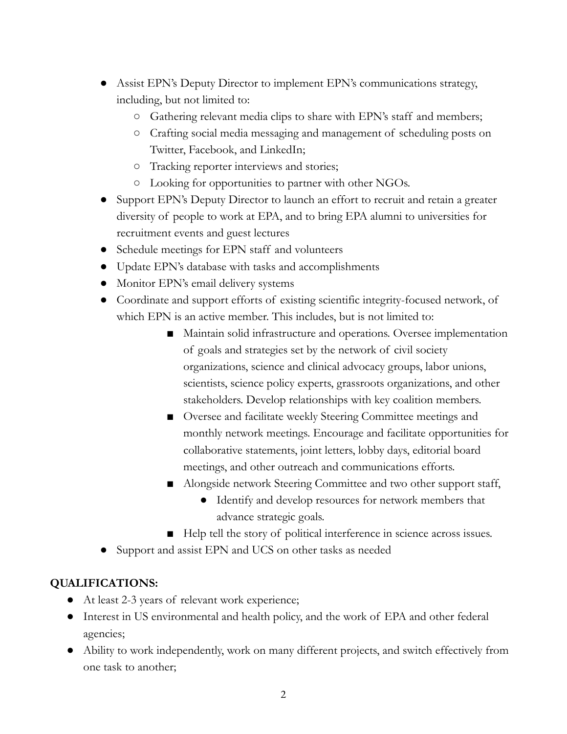- Assist EPN's Deputy Director to implement EPN's communications strategy, including, but not limited to:
  - Gathering relevant media clips to share with EPN's staff and members;
  - Crafting social media messaging and management of scheduling posts on Twitter, Facebook, and LinkedIn;
  - Tracking reporter interviews and stories;
  - Looking for opportunities to partner with other NGOs.
- Support EPN's Deputy Director to launch an effort to recruit and retain a greater diversity of people to work at EPA, and to bring EPA alumni to universities for recruitment events and guest lectures
- Schedule meetings for EPN staff and volunteers
- Update EPN's database with tasks and accomplishments
- Monitor EPN's email delivery systems
- Coordinate and support efforts of existing scientific integrity-focused network, of which EPN is an active member. This includes, but is not limited to:
  - Maintain solid infrastructure and operations. Oversee implementation of goals and strategies set by the network of civil society organizations, science and clinical advocacy groups, labor unions, scientists, science policy experts, grassroots organizations, and other stakeholders. Develop relationships with key coalition members.
  - Oversee and facilitate weekly Steering Committee meetings and monthly network meetings. Encourage and facilitate opportunities for collaborative statements, joint letters, lobby days, editorial board meetings, and other outreach and communications efforts.
  - Alongside network Steering Committee and two other support staff,
    - Identify and develop resources for network members that advance strategic goals.
  - Help tell the story of political interference in science across issues.
- Support and assist EPN and UCS on other tasks as needed

**QUALIFICATIONS:**

- At least 2-3 years of relevant work experience;
- Interest in US environmental and health policy, and the work of EPA and other federal agencies;
- Ability to work independently, work on many different projects, and switch effectively from one task to another;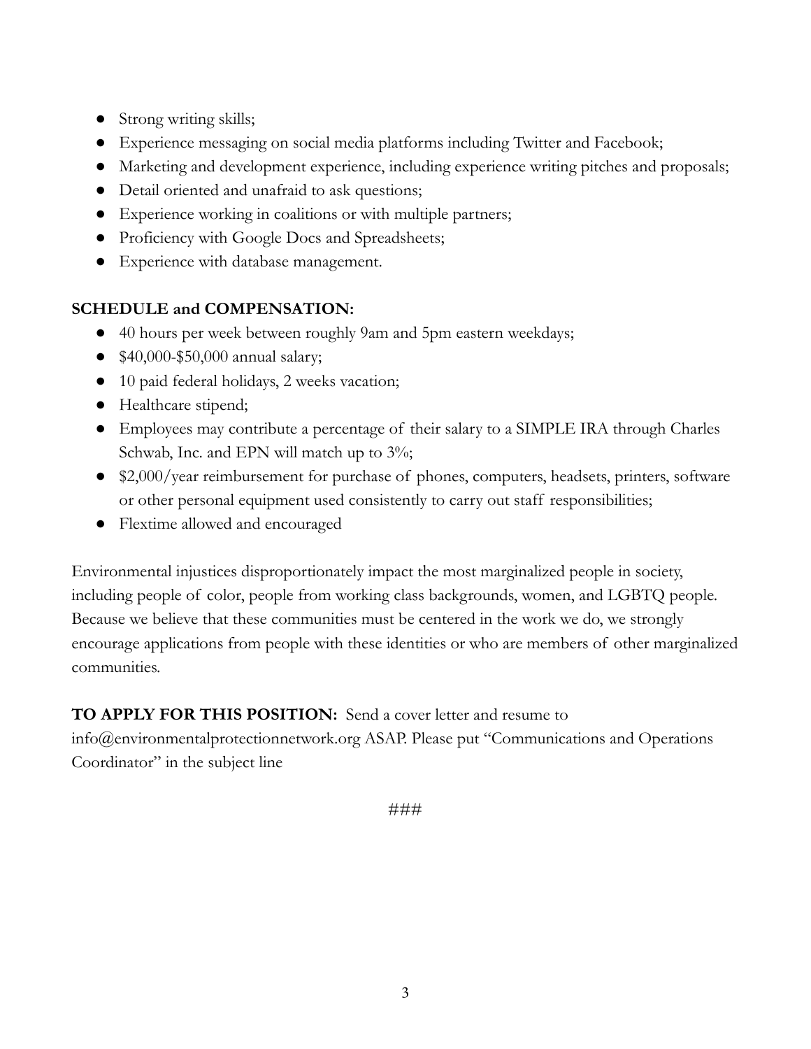- Strong writing skills;
- Experience messaging on social media platforms including Twitter and Facebook;
- Marketing and development experience, including experience writing pitches and proposals;
- Detail oriented and unafraid to ask questions;
- Experience working in coalitions or with multiple partners;
- Proficiency with Google Docs and Spreadsheets;
- Experience with database management.

**SCHEDULE and COMPENSATION:**

- 40 hours per week between roughly 9am and 5pm eastern weekdays;
- $40,000-$50,000 annual salary;
- 10 paid federal holidays, 2 weeks vacation;
- Healthcare stipend;
- Employees may contribute a percentage of their salary to a SIMPLE IRA through Charles Schwab, Inc. and EPN will match up to 3%;
- $2,000/year reimbursement for purchase of phones, computers, headsets, printers, software or other personal equipment used consistently to carry out staff responsibilities;
- Flextime allowed and encouraged

Environmental injustices disproportionately impact the most marginalized people in society, including people of color, people from working class backgrounds, women, and LGBTQ people. Because we believe that these communities must be centered in the work we do, we strongly encourage applications from people with these identities or who are members of other marginalized communities.

**TO APPLY FOR THIS POSITION:** Send a cover letter and resume to info@environmentalprotectionnetwork.org ASAP. Please put "Communications and Operations Coordinator" in the subject line

###